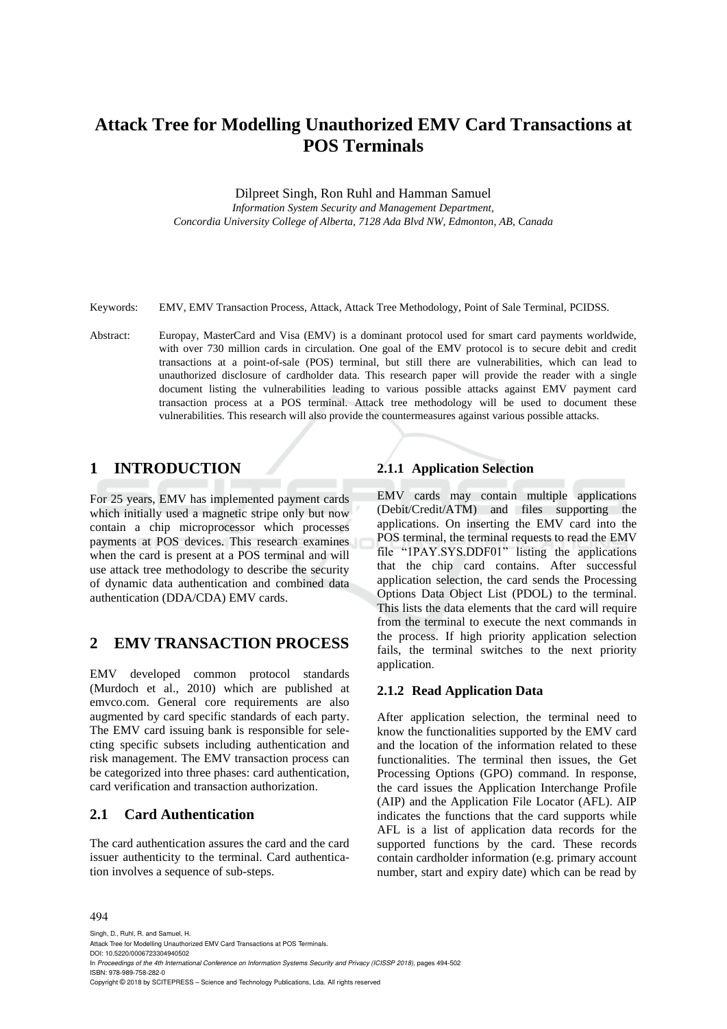# Attack Tree for Modelling Unauthorized EMV Card Transactions at POS Terminals

Dilpreet Singh, Ron Ruhl and Hamman Samuel

*Information System Security and Management Department,*
*Concordia University College of Alberta, 7128 Ada Blvd NW, Edmonton, AB, Canada*

Keywords: EMV, EMV Transaction Process, Attack, Attack Tree Methodology, Point of Sale Terminal, PCIDSS.

Abstract: Europay, MasterCard and Visa (EMV) is a dominant protocol used for smart card payments worldwide, with over 730 million cards in circulation. One goal of the EMV protocol is to secure debit and credit transactions at a point-of-sale (POS) terminal, but still there are vulnerabilities, which can lead to unauthorized disclosure of cardholder data. This research paper will provide the reader with a single document listing the vulnerabilities leading to various possible attacks against EMV payment card transaction process at a POS terminal. Attack tree methodology will be used to document these vulnerabilities. This research will also provide the countermeasures against various possible attacks.

## 1 INTRODUCTION

For 25 years, EMV has implemented payment cards which initially used a magnetic stripe only but now contain a chip microprocessor which processes payments at POS devices. This research examines when the card is present at a POS terminal and will use attack tree methodology to describe the security of dynamic data authentication and combined data authentication (DDA/CDA) EMV cards.

## 2 EMV TRANSACTION PROCESS

EMV developed common protocol standards (Murdoch et al., 2010) which are published at emvco.com. General core requirements are also augmented by card specific standards of each party. The EMV card issuing bank is responsible for selecting specific subsets including authentication and risk management. The EMV transaction process can be categorized into three phases: card authentication, card verification and transaction authorization.

### 2.1 Card Authentication

The card authentication assures the card and the card issuer authenticity to the terminal. Card authentication involves a sequence of sub-steps.

#### 2.1.1 Application Selection

EMV cards may contain multiple applications (Debit/Credit/ATM) and files supporting the applications. On inserting the EMV card into the POS terminal, the terminal requests to read the EMV file "1PAY.SYS.DDF01" listing the applications that the chip card contains. After successful application selection, the card sends the Processing Options Data Object List (PDOL) to the terminal. This lists the data elements that the card will require from the terminal to execute the next commands in the process. If high priority application selection fails, the terminal switches to the next priority application.

#### 2.1.2 Read Application Data

After application selection, the terminal need to know the functionalities supported by the EMV card and the location of the information related to these functionalities. The terminal then issues, the Get Processing Options (GPO) command. In response, the card issues the Application Interchange Profile (AIP) and the Application File Locator (AFL). AIP indicates the functions that the card supports while AFL is a list of application data records for the supported functions by the card. These records contain cardholder information (e.g. primary account number, start and expiry date) which can be read by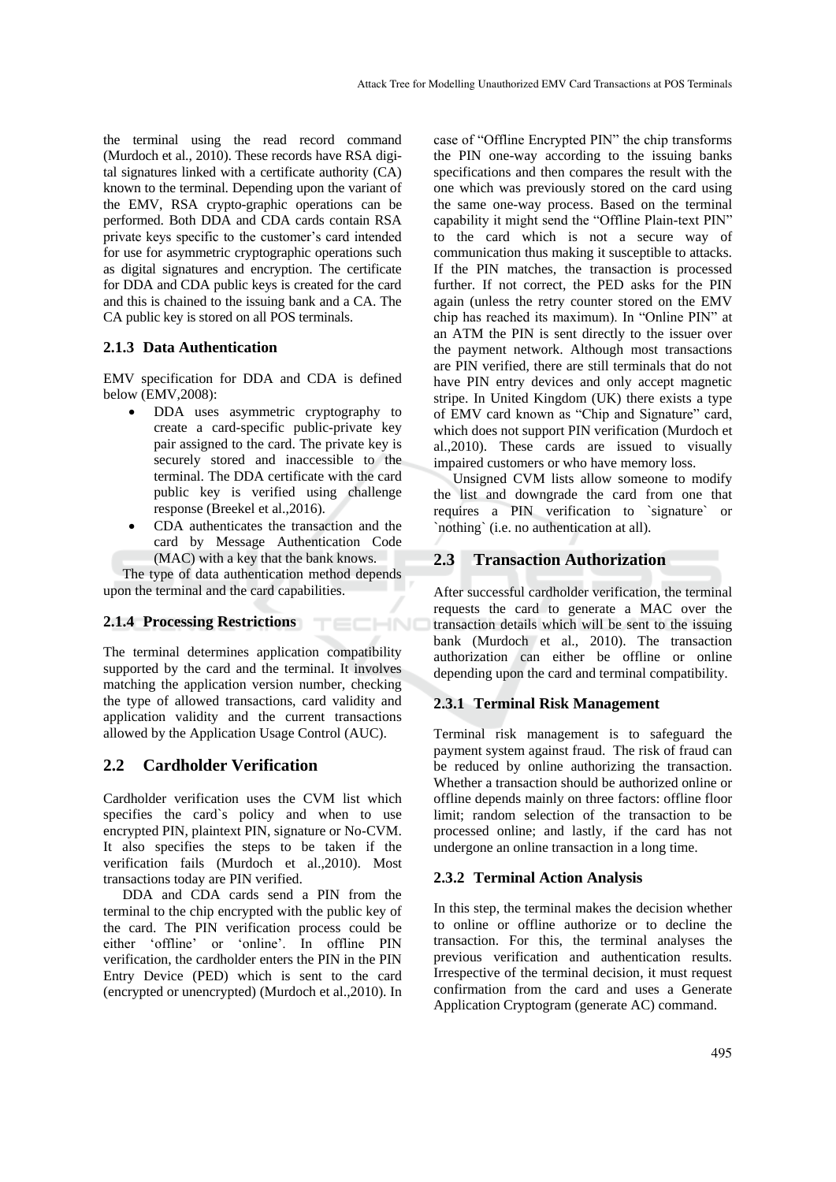the terminal using the read record command (Murdoch et al., 2010). These records have RSA digital signatures linked with a certificate authority (CA) known to the terminal. Depending upon the variant of the EMV, RSA crypto-graphic operations can be performed. Both DDA and CDA cards contain RSA private keys specific to the customer's card intended for use for asymmetric cryptographic operations such as digital signatures and encryption. The certificate for DDA and CDA public keys is created for the card and this is chained to the issuing bank and a CA. The CA public key is stored on all POS terminals.

### 2.1.3 Data Authentication

EMV specification for DDA and CDA is defined below (EMV,2008):

- DDA uses asymmetric cryptography to create a card-specific public-private key pair assigned to the card. The private key is securely stored and inaccessible to the terminal. The DDA certificate with the card public key is verified using challenge response (Breekel et al.,2016).
- CDA authenticates the transaction and the card by Message Authentication Code (MAC) with a key that the bank knows.

The type of data authentication method depends upon the terminal and the card capabilities.

### 2.1.4 Processing Restrictions

The terminal determines application compatibility supported by the card and the terminal. It involves matching the application version number, checking the type of allowed transactions, card validity and application validity and the current transactions allowed by the Application Usage Control (AUC).

## 2.2 Cardholder Verification

Cardholder verification uses the CVM list which specifies the card`s policy and when to use encrypted PIN, plaintext PIN, signature or No-CVM. It also specifies the steps to be taken if the verification fails (Murdoch et al.,2010). Most transactions today are PIN verified.

DDA and CDA cards send a PIN from the terminal to the chip encrypted with the public key of the card. The PIN verification process could be either 'offline' or 'online'. In offline PIN verification, the cardholder enters the PIN in the PIN Entry Device (PED) which is sent to the card (encrypted or unencrypted) (Murdoch et al.,2010). In case of "Offline Encrypted PIN" the chip transforms the PIN one-way according to the issuing banks specifications and then compares the result with the one which was previously stored on the card using the same one-way process. Based on the terminal capability it might send the "Offline Plain-text PIN" to the card which is not a secure way of communication thus making it susceptible to attacks. If the PIN matches, the transaction is processed further. If not correct, the PED asks for the PIN again (unless the retry counter stored on the EMV chip has reached its maximum). In "Online PIN" at an ATM the PIN is sent directly to the issuer over the payment network. Although most transactions are PIN verified, there are still terminals that do not have PIN entry devices and only accept magnetic stripe. In United Kingdom (UK) there exists a type of EMV card known as "Chip and Signature" card, which does not support PIN verification (Murdoch et al.,2010). These cards are issued to visually impaired customers or who have memory loss.

Unsigned CVM lists allow someone to modify the list and downgrade the card from one that requires a PIN verification to `signature` or `nothing` (i.e. no authentication at all).

## 2.3 Transaction Authorization

After successful cardholder verification, the terminal requests the card to generate a MAC over the transaction details which will be sent to the issuing bank (Murdoch et al., 2010). The transaction authorization can either be offline or online depending upon the card and terminal compatibility.

### 2.3.1 Terminal Risk Management

Terminal risk management is to safeguard the payment system against fraud. The risk of fraud can be reduced by online authorizing the transaction. Whether a transaction should be authorized online or offline depends mainly on three factors: offline floor limit; random selection of the transaction to be processed online; and lastly, if the card has not undergone an online transaction in a long time.

### 2.3.2 Terminal Action Analysis

In this step, the terminal makes the decision whether to online or offline authorize or to decline the transaction. For this, the terminal analyses the previous verification and authentication results. Irrespective of the terminal decision, it must request confirmation from the card and uses a Generate Application Cryptogram (generate AC) command.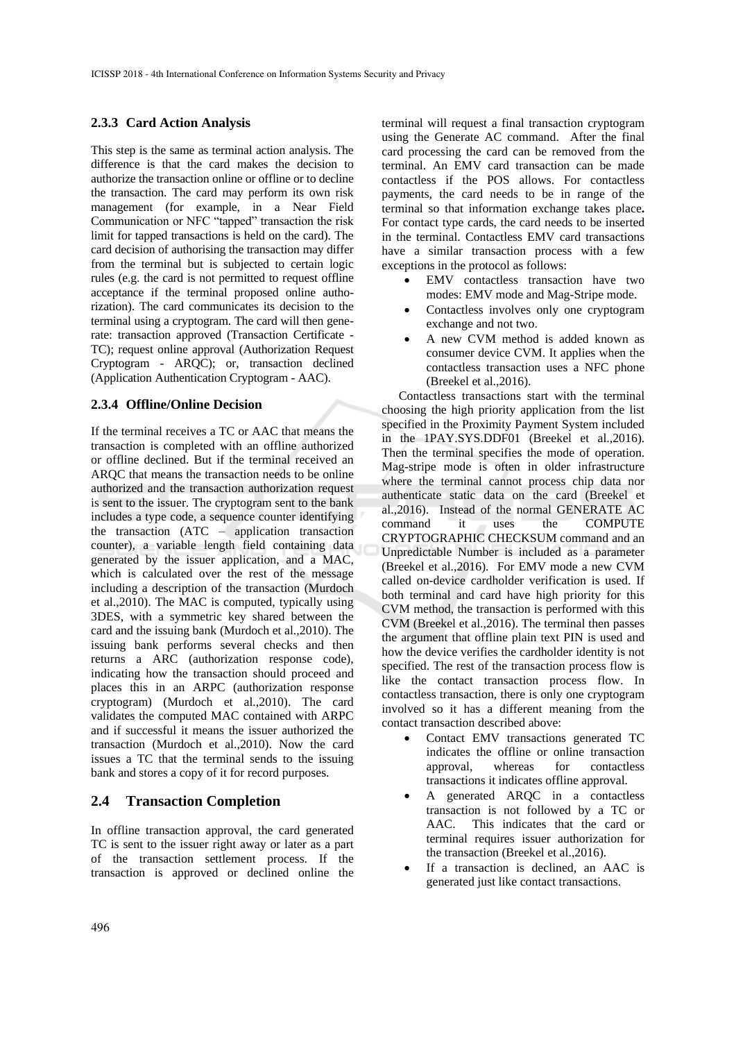### 2.3.3 Card Action Analysis

This step is the same as terminal action analysis. The difference is that the card makes the decision to authorize the transaction online or offline or to decline the transaction. The card may perform its own risk management (for example, in a Near Field Communication or NFC "tapped" transaction the risk limit for tapped transactions is held on the card). The card decision of authorising the transaction may differ from the terminal but is subjected to certain logic rules (e.g. the card is not permitted to request offline acceptance if the terminal proposed online authorization). The card communicates its decision to the terminal using a cryptogram. The card will then generate: transaction approved (Transaction Certificate - TC); request online approval (Authorization Request Cryptogram - ARQC); or, transaction declined (Application Authentication Cryptogram - AAC).

### 2.3.4 Offline/Online Decision

If the terminal receives a TC or AAC that means the transaction is completed with an offline authorized or offline declined. But if the terminal received an ARQC that means the transaction needs to be online authorized and the transaction authorization request is sent to the issuer. The cryptogram sent to the bank includes a type code, a sequence counter identifying the transaction (ATC – application transaction counter), a variable length field containing data generated by the issuer application, and a MAC, which is calculated over the rest of the message including a description of the transaction (Murdoch et al.,2010). The MAC is computed, typically using 3DES, with a symmetric key shared between the card and the issuing bank (Murdoch et al.,2010). The issuing bank performs several checks and then returns a ARC (authorization response code), indicating how the transaction should proceed and places this in an ARPC (authorization response cryptogram) (Murdoch et al.,2010). The card validates the computed MAC contained with ARPC and if successful it means the issuer authorized the transaction (Murdoch et al.,2010). Now the card issues a TC that the terminal sends to the issuing bank and stores a copy of it for record purposes.

## 2.4 Transaction Completion

In offline transaction approval, the card generated TC is sent to the issuer right away or later as a part of the transaction settlement process. If the transaction is approved or declined online the terminal will request a final transaction cryptogram using the Generate AC command. After the final card processing the card can be removed from the terminal. An EMV card transaction can be made contactless if the POS allows. For contactless payments, the card needs to be in range of the terminal so that information exchange takes place**.** For contact type cards, the card needs to be inserted in the terminal. Contactless EMV card transactions have a similar transaction process with a few exceptions in the protocol as follows:

- EMV contactless transaction have two modes: EMV mode and Mag-Stripe mode.
- Contactless involves only one cryptogram exchange and not two.
- A new CVM method is added known as consumer device CVM. It applies when the contactless transaction uses a NFC phone (Breekel et al.,2016).

Contactless transactions start with the terminal choosing the high priority application from the list specified in the Proximity Payment System included in the 1PAY.SYS.DDF01 (Breekel et al.,2016). Then the terminal specifies the mode of operation. Mag-stripe mode is often in older infrastructure where the terminal cannot process chip data nor authenticate static data on the card (Breekel et al.,2016). Instead of the normal GENERATE AC command it uses the COMPUTE CRYPTOGRAPHIC CHECKSUM command and an Unpredictable Number is included as a parameter (Breekel et al.,2016). For EMV mode a new CVM called on-device cardholder verification is used. If both terminal and card have high priority for this CVM method, the transaction is performed with this CVM (Breekel et al.,2016). The terminal then passes the argument that offline plain text PIN is used and how the device verifies the cardholder identity is not specified. The rest of the transaction process flow is like the contact transaction process flow. In contactless transaction, there is only one cryptogram involved so it has a different meaning from the contact transaction described above:

- Contact EMV transactions generated TC indicates the offline or online transaction approval, whereas for contactless transactions it indicates offline approval.
- A generated ARQC in a contactless transaction is not followed by a TC or AAC. This indicates that the card or terminal requires issuer authorization for the transaction (Breekel et al.,2016).
- If a transaction is declined, an AAC is generated just like contact transactions.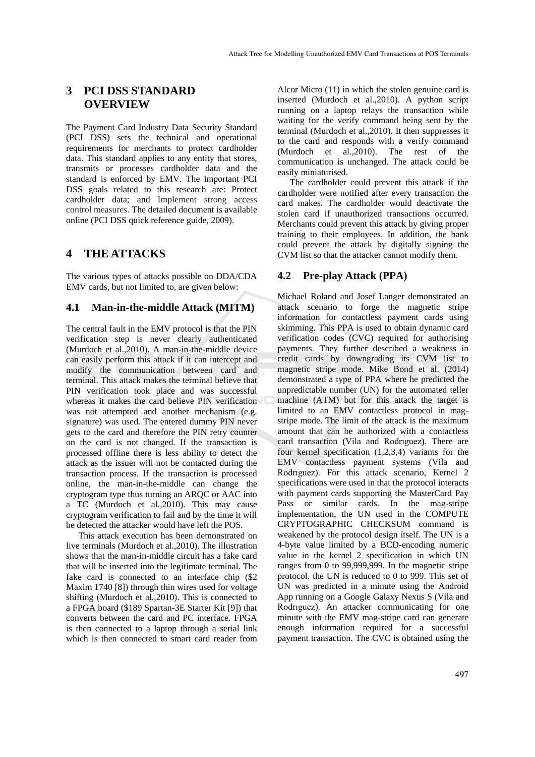## 3 PCI DSS STANDARD OVERVIEW

The Payment Card Industry Data Security Standard (PCI DSS) sets the technical and operational requirements for merchants to protect cardholder data. This standard applies to any entity that stores, transmits or processes cardholder data and the standard is enforced by EMV. The important PCI DSS goals related to this research are: Protect cardholder data; and Implement strong access control measures. The detailed document is available online (PCI DSS quick reference guide, 2009).

## 4 THE ATTACKS

The various types of attacks possible on DDA/CDA EMV cards, but not limited to, are given below:

### 4.1 Man-in-the-middle Attack (MITM)

The central fault in the EMV protocol is that the PIN verification step is never clearly authenticated (Murdoch et al.,2010). A man-in-the-middle device can easily perform this attack if it can intercept and modify the communication between card and terminal. This attack makes the terminal believe that PIN verification took place and was successful whereas it makes the card believe PIN verification was not attempted and another mechanism (e.g. signature) was used. The entered dummy PIN never gets to the card and therefore the PIN retry counter on the card is not changed. If the transaction is processed offline there is less ability to detect the attack as the issuer will not be contacted during the transaction process. If the transaction is processed online, the man-in-the-middle can change the cryptogram type thus turning an ARQC or AAC into a TC (Murdoch et al.,2010). This may cause cryptogram verification to fail and by the time it will be detected the attacker would have left the POS.

This attack execution has been demonstrated on live terminals (Murdoch et al.,2010). The illustration shows that the man-in-middle circuit has a fake card that will be inserted into the legitimate terminal. The fake card is connected to an interface chip ($2 Maxim 1740 [8]) through thin wires used for voltage shifting (Murdoch et al.,2010). This is connected to a FPGA board ($189 Spartan-3E Starter Kit [9]) that converts between the card and PC interface. FPGA is then connected to a laptop through a serial link which is then connected to smart card reader from Alcor Micro (11) in which the stolen genuine card is inserted (Murdoch et al.,2010). A python script running on a laptop relays the transaction while waiting for the verify command being sent by the terminal (Murdoch et al.,2010). It then suppresses it to the card and responds with a verify command (Murdoch et al.,2010). The rest of the communication is unchanged. The attack could be easily miniaturised.

The cardholder could prevent this attack if the cardholder were notified after every transaction the card makes. The cardholder would deactivate the stolen card if unauthorized transactions occurred. Merchants could prevent this attack by giving proper training to their employees. In addition, the bank could prevent the attack by digitally signing the CVM list so that the attacker cannot modify them.

### 4.2 Pre-play Attack (PPA)

Michael Roland and Josef Langer demonstrated an attack scenario to forge the magnetic stripe information for contactless payment cards using skimming. This PPA is used to obtain dynamic card verification codes (CVC) required for authorising payments. They further described a weakness in credit cards by downgrading its CVM list to magnetic stripe mode. Mike Bond et al. (2014) demonstrated a type of PPA where he predicted the unpredictable number (UN) for the automated teller machine (ATM) but for this attack the target is limited to an EMV contactless protocol in mag-stripe mode. The limit of the attack is the maximum amount that can be authorized with a contactless card transaction (Vila and Rodrıguez). There are four kernel specification (1,2,3,4) variants for the EMV contactless payment systems (Vila and Rodrıguez). For this attack scenario, Kernel 2 specifications were used in that the protocol interacts with payment cards supporting the MasterCard Pay Pass or similar cards. In the mag-stripe implementation, the UN used in the COMPUTE CRYPTOGRAPHIC CHECKSUM command is weakened by the protocol design itself. The UN is a 4-byte value limited by a BCD-encoding numeric value in the kernel 2 specification in which UN ranges from 0 to 99,999,999. In the magnetic stripe protocol, the UN is reduced to 0 to 999. This set of UN was predicted in a minute using the Android App running on a Google Galaxy Nexus S (Vila and Rodrıguez). An attacker communicating for one minute with the EMV mag-stripe card can generate enough information required for a successful payment transaction. The CVC is obtained using the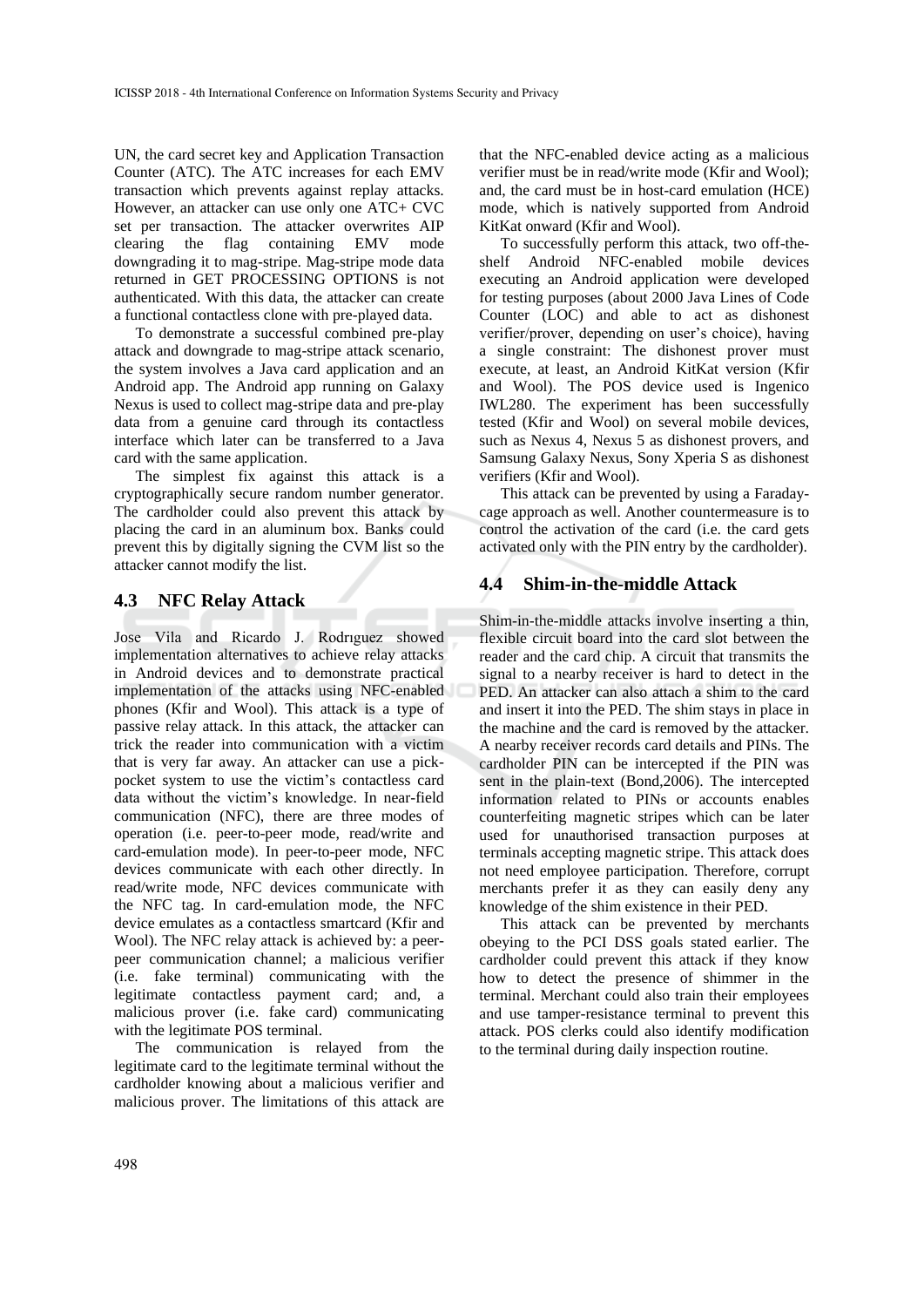UN, the card secret key and Application Transaction Counter (ATC). The ATC increases for each EMV transaction which prevents against replay attacks. However, an attacker can use only one ATC+ CVC set per transaction. The attacker overwrites AIP clearing the flag containing EMV mode downgrading it to mag-stripe. Mag-stripe mode data returned in GET PROCESSING OPTIONS is not authenticated. With this data, the attacker can create a functional contactless clone with pre-played data.

To demonstrate a successful combined pre-play attack and downgrade to mag-stripe attack scenario, the system involves a Java card application and an Android app. The Android app running on Galaxy Nexus is used to collect mag-stripe data and pre-play data from a genuine card through its contactless interface which later can be transferred to a Java card with the same application.

The simplest fix against this attack is a cryptographically secure random number generator. The cardholder could also prevent this attack by placing the card in an aluminum box. Banks could prevent this by digitally signing the CVM list so the attacker cannot modify the list.

### 4.3 NFC Relay Attack

Jose Vila and Ricardo J. Rodrıguez showed implementation alternatives to achieve relay attacks in Android devices and to demonstrate practical implementation of the attacks using NFC-enabled phones (Kfir and Wool). This attack is a type of passive relay attack. In this attack, the attacker can trick the reader into communication with a victim that is very far away. An attacker can use a pick-pocket system to use the victim's contactless card data without the victim's knowledge. In near-field communication (NFC), there are three modes of operation (i.e. peer-to-peer mode, read/write and card-emulation mode). In peer-to-peer mode, NFC devices communicate with each other directly. In read/write mode, NFC devices communicate with the NFC tag. In card-emulation mode, the NFC device emulates as a contactless smartcard (Kfir and Wool). The NFC relay attack is achieved by: a peer-peer communication channel; a malicious verifier (i.e. fake terminal) communicating with the legitimate contactless payment card; and, a malicious prover (i.e. fake card) communicating with the legitimate POS terminal.

The communication is relayed from the legitimate card to the legitimate terminal without the cardholder knowing about a malicious verifier and malicious prover. The limitations of this attack are that the NFC-enabled device acting as a malicious verifier must be in read/write mode (Kfir and Wool); and, the card must be in host-card emulation (HCE) mode, which is natively supported from Android KitKat onward (Kfir and Wool).

To successfully perform this attack, two off-the-shelf Android NFC-enabled mobile devices executing an Android application were developed for testing purposes (about 2000 Java Lines of Code Counter (LOC) and able to act as dishonest verifier/prover, depending on user's choice), having a single constraint: The dishonest prover must execute, at least, an Android KitKat version (Kfir and Wool). The POS device used is Ingenico IWL280. The experiment has been successfully tested (Kfir and Wool) on several mobile devices, such as Nexus 4, Nexus 5 as dishonest provers, and Samsung Galaxy Nexus, Sony Xperia S as dishonest verifiers (Kfir and Wool).

This attack can be prevented by using a Faraday-cage approach as well. Another countermeasure is to control the activation of the card (i.e. the card gets activated only with the PIN entry by the cardholder).

### 4.4 Shim-in-the-middle Attack

Shim-in-the-middle attacks involve inserting a thin, flexible circuit board into the card slot between the reader and the card chip. A circuit that transmits the signal to a nearby receiver is hard to detect in the PED. An attacker can also attach a shim to the card and insert it into the PED. The shim stays in place in the machine and the card is removed by the attacker. A nearby receiver records card details and PINs. The cardholder PIN can be intercepted if the PIN was sent in the plain-text (Bond,2006). The intercepted information related to PINs or accounts enables counterfeiting magnetic stripes which can be later used for unauthorised transaction purposes at terminals accepting magnetic stripe. This attack does not need employee participation. Therefore, corrupt merchants prefer it as they can easily deny any knowledge of the shim existence in their PED.

This attack can be prevented by merchants obeying to the PCI DSS goals stated earlier. The cardholder could prevent this attack if they know how to detect the presence of shimmer in the terminal. Merchant could also train their employees and use tamper-resistance terminal to prevent this attack. POS clerks could also identify modification to the terminal during daily inspection routine.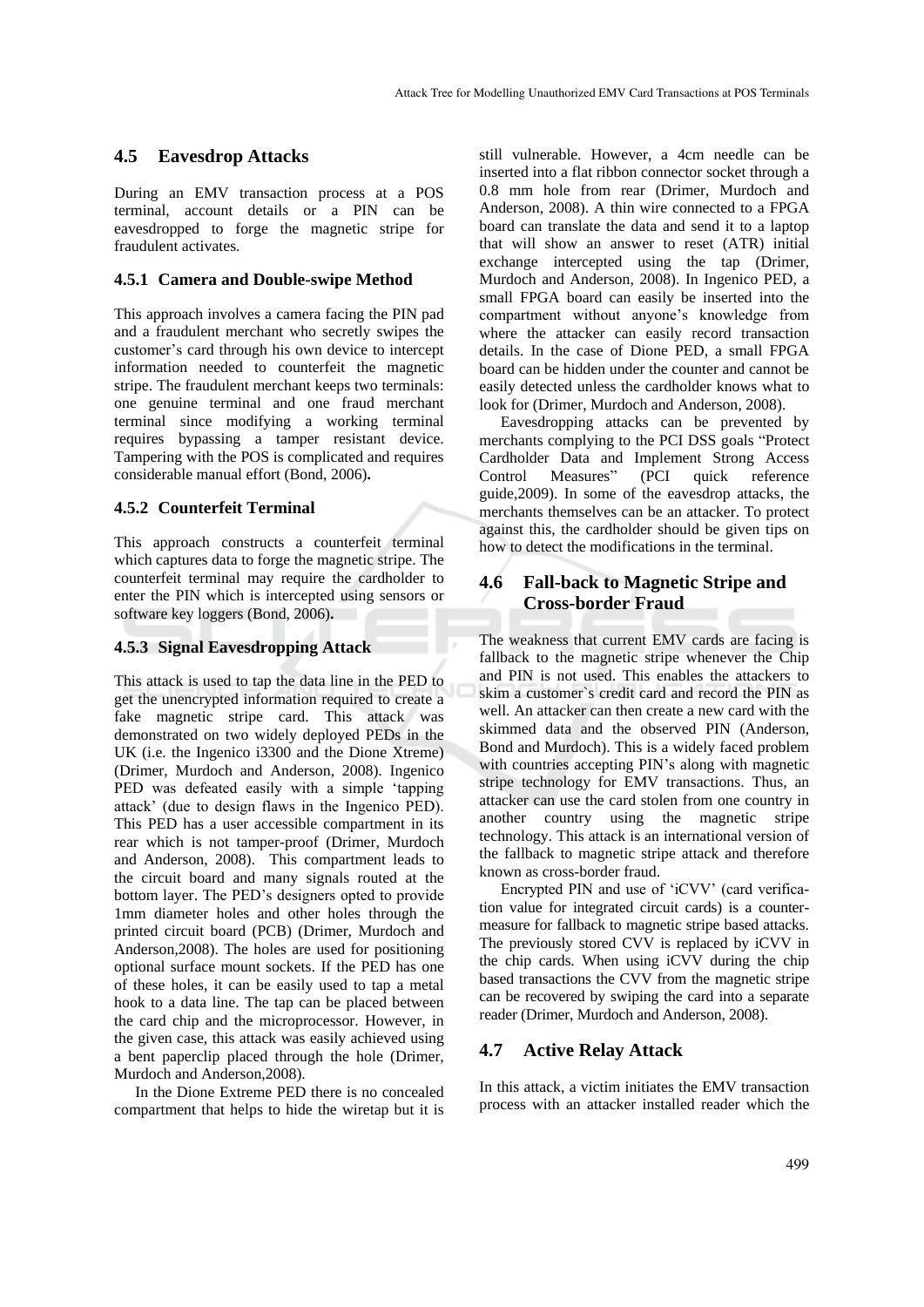## 4.5 Eavesdrop Attacks

During an EMV transaction process at a POS terminal, account details or a PIN can be eavesdropped to forge the magnetic stripe for fraudulent activates.

### 4.5.1 Camera and Double-swipe Method

This approach involves a camera facing the PIN pad and a fraudulent merchant who secretly swipes the customer's card through his own device to intercept information needed to counterfeit the magnetic stripe. The fraudulent merchant keeps two terminals: one genuine terminal and one fraud merchant terminal since modifying a working terminal requires bypassing a tamper resistant device. Tampering with the POS is complicated and requires considerable manual effort (Bond, 2006)**.**

### 4.5.2 Counterfeit Terminal

This approach constructs a counterfeit terminal which captures data to forge the magnetic stripe. The counterfeit terminal may require the cardholder to enter the PIN which is intercepted using sensors or software key loggers (Bond, 2006)**.**

### 4.5.3 Signal Eavesdropping Attack

This attack is used to tap the data line in the PED to get the unencrypted information required to create a fake magnetic stripe card. This attack was demonstrated on two widely deployed PEDs in the UK (i.e. the Ingenico i3300 and the Dione Xtreme) (Drimer, Murdoch and Anderson, 2008). Ingenico PED was defeated easily with a simple 'tapping attack' (due to design flaws in the Ingenico PED). This PED has a user accessible compartment in its rear which is not tamper-proof (Drimer, Murdoch and Anderson, 2008). This compartment leads to the circuit board and many signals routed at the bottom layer. The PED's designers opted to provide 1mm diameter holes and other holes through the printed circuit board (PCB) (Drimer, Murdoch and Anderson,2008). The holes are used for positioning optional surface mount sockets. If the PED has one of these holes, it can be easily used to tap a metal hook to a data line. The tap can be placed between the card chip and the microprocessor. However, in the given case, this attack was easily achieved using a bent paperclip placed through the hole (Drimer, Murdoch and Anderson,2008).

In the Dione Extreme PED there is no concealed compartment that helps to hide the wiretap but it is still vulnerable. However, a 4cm needle can be inserted into a flat ribbon connector socket through a 0.8 mm hole from rear (Drimer, Murdoch and Anderson, 2008). A thin wire connected to a FPGA board can translate the data and send it to a laptop that will show an answer to reset (ATR) initial exchange intercepted using the tap (Drimer, Murdoch and Anderson, 2008). In Ingenico PED, a small FPGA board can easily be inserted into the compartment without anyone's knowledge from where the attacker can easily record transaction details. In the case of Dione PED, a small FPGA board can be hidden under the counter and cannot be easily detected unless the cardholder knows what to look for (Drimer, Murdoch and Anderson, 2008).

Eavesdropping attacks can be prevented by merchants complying to the PCI DSS goals "Protect Cardholder Data and Implement Strong Access Control Measures" (PCI quick reference guide,2009). In some of the eavesdrop attacks, the merchants themselves can be an attacker. To protect against this, the cardholder should be given tips on how to detect the modifications in the terminal.

## 4.6 Fall-back to Magnetic Stripe and Cross-border Fraud

The weakness that current EMV cards are facing is fallback to the magnetic stripe whenever the Chip and PIN is not used. This enables the attackers to skim a customer's credit card and record the PIN as well. An attacker can then create a new card with the skimmed data and the observed PIN (Anderson, Bond and Murdoch). This is a widely faced problem with countries accepting PIN's along with magnetic stripe technology for EMV transactions. Thus, an attacker can use the card stolen from one country in another country using the magnetic stripe technology. This attack is an international version of the fallback to magnetic stripe attack and therefore known as cross-border fraud.

Encrypted PIN and use of 'iCVV' (card verification value for integrated circuit cards) is a countermeasure for fallback to magnetic stripe based attacks. The previously stored CVV is replaced by iCVV in the chip cards. When using iCVV during the chip based transactions the CVV from the magnetic stripe can be recovered by swiping the card into a separate reader (Drimer, Murdoch and Anderson, 2008).

## 4.7 Active Relay Attack

In this attack, a victim initiates the EMV transaction process with an attacker installed reader which the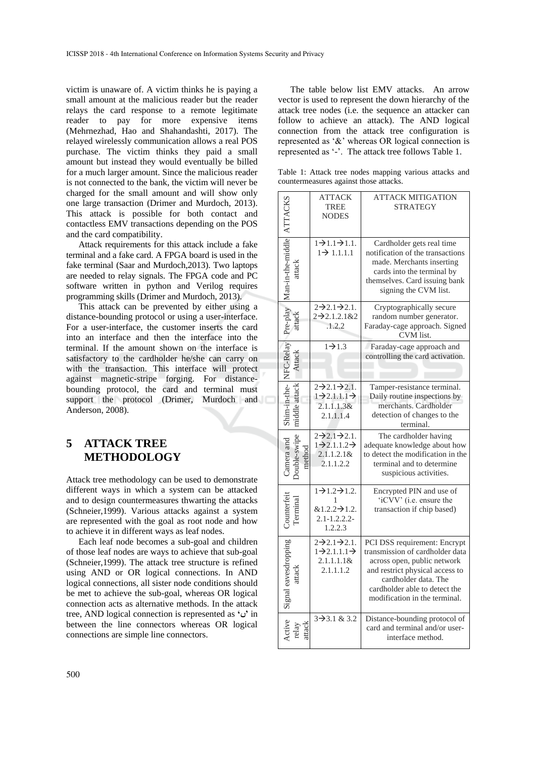victim is unaware of. A victim thinks he is paying a small amount at the malicious reader but the reader relays the card response to a remote legitimate reader to pay for more expensive items (Mehrnezhad, Hao and Shahandashti, 2017). The relayed wirelessly communication allows a real POS purchase. The victim thinks they paid a small amount but instead they would eventually be billed for a much larger amount. Since the malicious reader is not connected to the bank, the victim will never be charged for the small amount and will show only one large transaction (Drimer and Murdoch, 2013). This attack is possible for both contact and contactless EMV transactions depending on the POS and the card compatibility.

Attack requirements for this attack include a fake terminal and a fake card. A FPGA board is used in the fake terminal (Saar and Murdoch,2013). Two laptops are needed to relay signals. The FPGA code and PC software written in python and Verilog requires programming skills (Drimer and Murdoch, 2013).

This attack can be prevented by either using a distance-bounding protocol or using a user-interface. For a user-interface, the customer inserts the card into an interface and then the interface into the terminal. If the amount shown on the interface is satisfactory to the cardholder he/she can carry on with the transaction. This interface will protect against magnetic-stripe forging. For distance-bounding protocol, the card and terminal must support the protocol (Drimer, Murdoch and Anderson, 2008).

## 5 ATTACK TREE METHODOLOGY

Attack tree methodology can be used to demonstrate different ways in which a system can be attacked and to design countermeasures thwarting the attacks (Schneier,1999). Various attacks against a system are represented with the goal as root node and how to achieve it in different ways as leaf nodes.

Each leaf node becomes a sub-goal and children of those leaf nodes are ways to achieve that sub-goal (Schneier,1999). The attack tree structure is refined using AND or OR logical connections. In AND logical connections, all sister node conditions should be met to achieve the sub-goal, whereas OR logical connection acts as alternative methods. In the attack tree, AND logical connection is represented as 'ں' in between the line connectors whereas OR logical connections are simple line connectors.

The table below list EMV attacks. An arrow vector is used to represent the down hierarchy of the attack tree nodes (i.e. the sequence an attacker can follow to achieve an attack). The AND logical connection from the attack tree configuration is represented as '&' whereas OR logical connection is represented as '-'. The attack tree follows Table 1.

Table 1: Attack tree nodes mapping various attacks and countermeasures against those attacks.

| ATTACKS | ATTACK TREE NODES | ATTACK MITIGATION STRATEGY |
|---|---|---|
| Man-in-the-middle attack | 1→1.1→1.1.1→ 1.1.1.1 | Cardholder gets real time notification of the transactions made. Merchants inserting cards into the terminal by themselves. Card issuing bank signing the CVM list. |
| Pre-play attack | 2→2.1→2.1.2→2.1.2.1&2.1.2.2 | Cryptographically secure random number generator. Faraday-cage approach. Signed CVM list. |
| NFC-Relay Attack | 1→1.3 | Faraday-cage approach and controlling the card activation. |
| Shim-in-the-middle attack | 2→2.1→2.1.1→2.1.1.1→ 2.1.1.1.3& 2.1.1.1.4 | Tamper-resistance terminal. Daily routine inspections by merchants. Cardholder detection of changes to the terminal. |
| Camera and Double-swipe method | 2→2.1→2.1.1→2.1.1.2→ 2.1.1.2.1& 2.1.1.2.2 | The cardholder having adequate knowledge about how to detect the modification in the terminal and to determine suspicious activities. |
| Counterfeit Terminal | 1→1.2→1.2.1 &1.2.2→1.2.2.1-1.2.2.2-1.2.2.3 | Encrypted PIN and use of 'iCVV' (i.e. ensure the transaction if chip based) |
| Signal eavesdropping attack | 2→2.1→2.1.1→2.1.1.1→ 2.1.1.1.1& 2.1.1.1.2 | PCI DSS requirement: Encrypt transmission of cardholder data across open, public network and restrict physical access to cardholder data. The cardholder able to detect the modification in the terminal. |
| Active relay attack | 3→3.1 & 3.2 | Distance-bounding protocol of card and terminal and/or user-interface method. |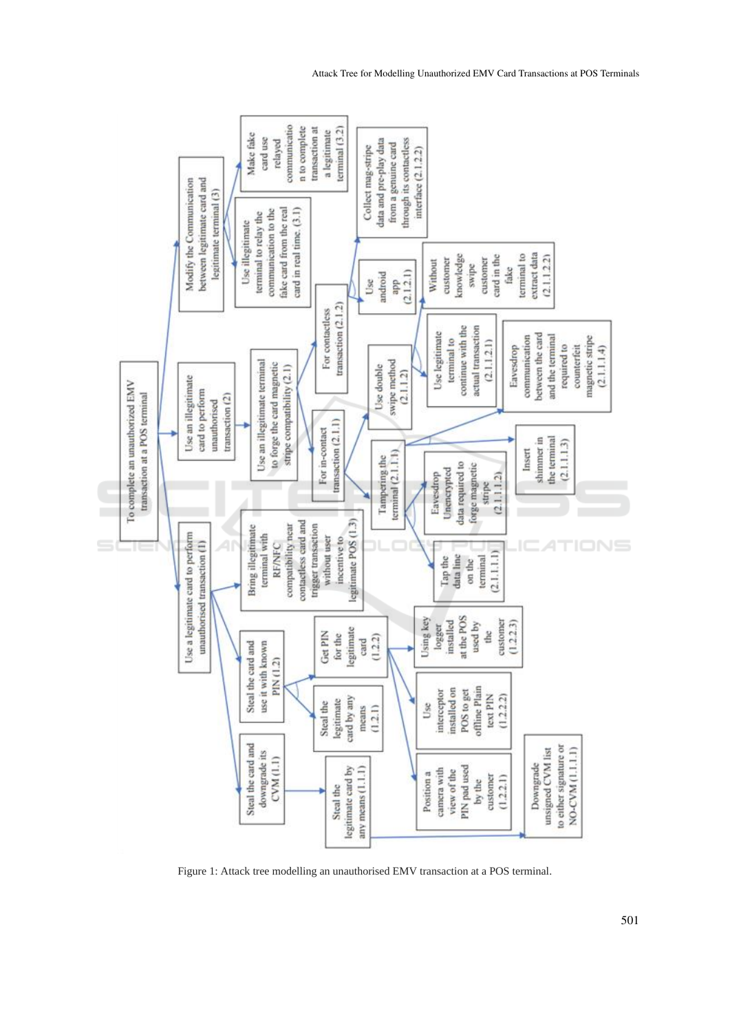- To complete an unauthorized EMV transaction at a POS terminal
  - Use a legitimate card to perform unauthorised transaction (1)
    - Steal the card and downgrade its CVM (1.1)
      - Steal the legitimate card by any means (1.1.1)
        - Downgrade unsigned CVM list to either signature or NO-CVM (1.1.1.1)
    - Steal the card and use it with known PIN (1.2)
      - Steal the legitimate card by any means (1.2.1)
      - Get PIN for the legitimate card (1.2.2)
        - Position a camera with view of the PIN pad used by the customer (1.2.2.1)
        - Use interceptor installed on POS to get offline Plain text PIN (1.2.2.2)
        - Using key logger installed at the POS used by the customer (1.2.2.3)
    - Bring illegitimate terminal with RF/NFC compatibility near contactless card and trigger transaction without user incentive to legitimate POS (1.3)
  - Use an illegitimate card to perform unauthorised transaction (2)
    - Use an illegitimate terminal to forge the card magnetic stripe compatibility (2.1)
      - For in-contact transaction (2.1.1)
        - Tampering the terminal (2.1.1.1)
          - Tap the data line on the terminal (2.1.1.1.1)
          - Eavesdrop Unencrypted data required to forge magnetic stripe (2.1.1.1.2)
          - Insert shimmer in the terminal (2.1.1.1.3)
          - Eavesdrop communication between the card and the terminal required to counterfeit magnetic stripe (2.1.1.1.4)
        - Use double swipe method (2.1.1.2)
          - Use legitimate terminal to continue with the actual transaction (2.1.1.2.1)
          - Without customer knowledge swipe customer card in the fake terminal to extract data (2.1.1.2.2)
      - For contactless transaction (2.1.2)
        - Use android app (2.1.2.1)
        - Collect mag-stripe data and pre-play data from a genuine card through its contactless interface (2.1.2.2)
  - Modify the Communication between legitimate card and legitimate terminal (3)
    - Use illegitimate terminal to relay the communication to the fake card from the real card in real time. (3.1)
    - Make fake card use relayed communication to complete transaction at a legitimate terminal (3.2)

Figure 1: Attack tree modelling an unauthorised EMV transaction at a POS terminal.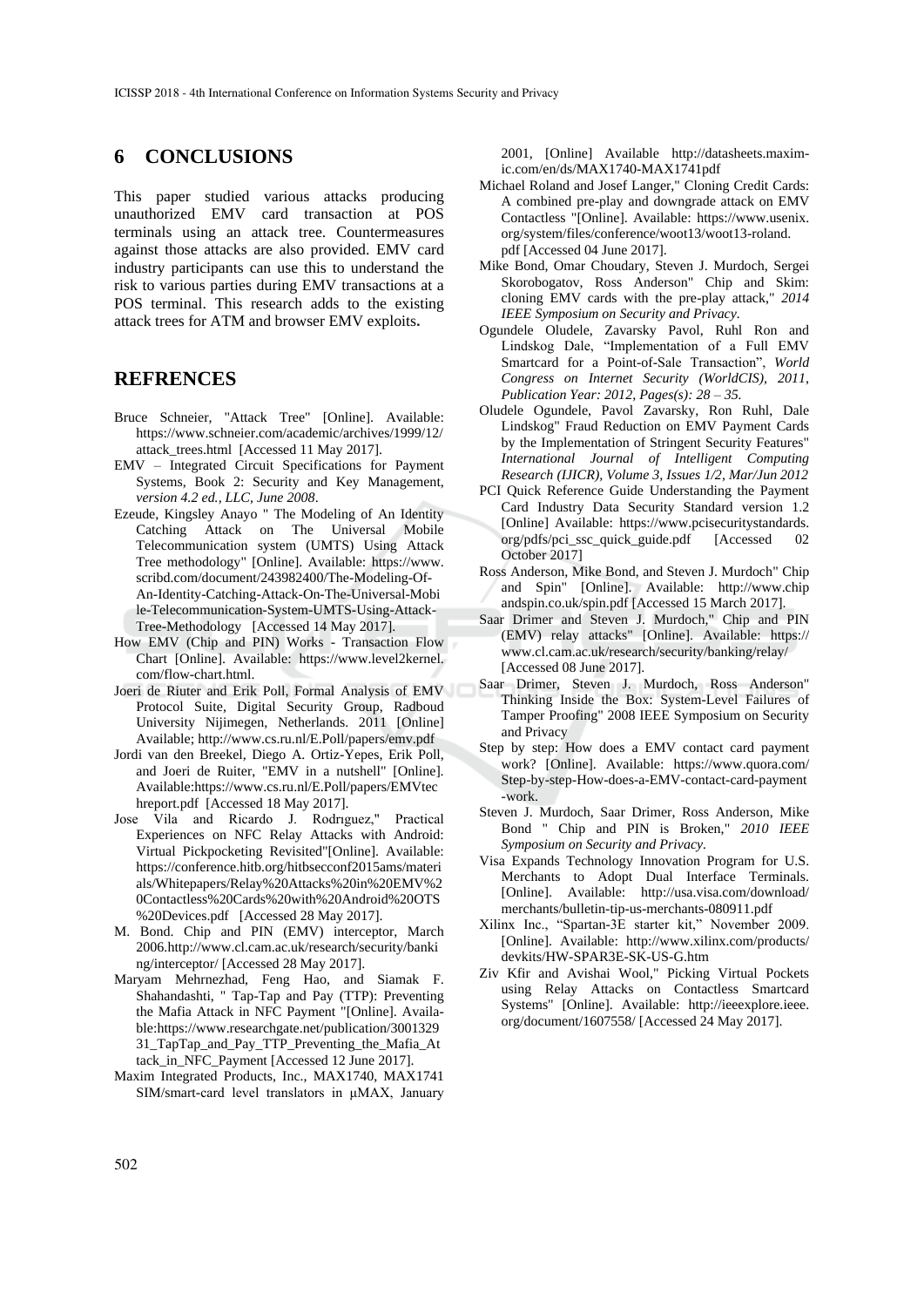## 6 CONCLUSIONS

This paper studied various attacks producing unauthorized EMV card transaction at POS terminals using an attack tree. Countermeasures against those attacks are also provided. EMV card industry participants can use this to understand the risk to various parties during EMV transactions at a POS terminal. This research adds to the existing attack trees for ATM and browser EMV exploits**.**

## REFRENCES

Bruce Schneier, "Attack Tree" [Online]. Available: https://www.schneier.com/academic/archives/1999/12/attack_trees.html [Accessed 11 May 2017].

EMV – Integrated Circuit Specifications for Payment Systems, Book 2: Security and Key Management, *version 4.2 ed., LLC, June 2008*.

Ezeude, Kingsley Anayo " The Modeling of An Identity Catching Attack on The Universal Mobile Telecommunication system (UMTS) Using Attack Tree methodology" [Online]. Available: https://www.scribd.com/document/243982400/The-Modeling-Of-An-Identity-Catching-Attack-On-The-Universal-Mobile-Telecommunication-System-UMTS-Using-Attack-Tree-Methodology [Accessed 14 May 2017].

How EMV (Chip and PIN) Works - Transaction Flow Chart [Online]. Available: https://www.level2kernel.com/flow-chart.html.

Joeri de Riuter and Erik Poll, Formal Analysis of EMV Protocol Suite, Digital Security Group, Radboud University Nijimegen, Netherlands. 2011 [Online] Available; http://www.cs.ru.nl/E.Poll/papers/emv.pdf

Jordi van den Breekel, Diego A. Ortiz-Yepes, Erik Poll, and Joeri de Ruiter, "EMV in a nutshell" [Online]. Available:https://www.cs.ru.nl/E.Poll/papers/EMVtechreport.pdf [Accessed 18 May 2017].

Jose Vila and Ricardo J. Rodrıguez," Practical Experiences on NFC Relay Attacks with Android: Virtual Pickpocketing Revisited"[Online]. Available: https://conference.hitb.org/hitbsecconf2015ams/materials/Whitepapers/Relay%20Attacks%20in%20EMV%20Contactless%20Cards%20with%20Android%20OTS%20Devices.pdf [Accessed 28 May 2017].

M. Bond. Chip and PIN (EMV) interceptor, March 2006.http://www.cl.cam.ac.uk/research/security/banking/interceptor/ [Accessed 28 May 2017].

Maryam Mehrnezhad, Feng Hao, and Siamak F. Shahandashti, " Tap-Tap and Pay (TTP): Preventing the Mafia Attack in NFC Payment "[Online]. Available:https://www.researchgate.net/publication/300132931_TapTap_and_Pay_TTP_Preventing_the_Mafia_Attack_in_NFC_Payment [Accessed 12 June 2017].

Maxim Integrated Products, Inc., MAX1740, MAX1741 SIM/smart-card level translators in μMAX, January 2001, [Online] Available http://datasheets.maxim-ic.com/en/ds/MAX1740-MAX1741pdf

Michael Roland and Josef Langer," Cloning Credit Cards: A combined pre-play and downgrade attack on EMV Contactless "[Online]. Available: https://www.usenix.org/system/files/conference/woot13/woot13-roland.pdf [Accessed 04 June 2017].

Mike Bond, Omar Choudary, Steven J. Murdoch, Sergei Skorobogatov, Ross Anderson" Chip and Skim: cloning EMV cards with the pre-play attack," *2014 IEEE Symposium on Security and Privacy.*

Ogundele Oludele, Zavarsky Pavol, Ruhl Ron and Lindskog Dale, "Implementation of a Full EMV Smartcard for a Point-of-Sale Transaction", *World Congress on Internet Security (WorldCIS), 2011, Publication Year: 2012, Pages(s): 28 – 35.*

Oludele Ogundele, Pavol Zavarsky, Ron Ruhl, Dale Lindskog" Fraud Reduction on EMV Payment Cards by the Implementation of Stringent Security Features" *International Journal of Intelligent Computing Research (IJICR), Volume 3, Issues 1/2, Mar/Jun 2012*

PCI Quick Reference Guide Understanding the Payment Card Industry Data Security Standard version 1.2 [Online] Available: https://www.pcisecuritystandards.org/pdfs/pci_ssc_quick_guide.pdf [Accessed 02 October 2017]

Ross Anderson, Mike Bond, and Steven J. Murdoch" Chip and Spin" [Online]. Available: http://www.chipandspin.co.uk/spin.pdf [Accessed 15 March 2017].

Saar Drimer and Steven J. Murdoch," Chip and PIN (EMV) relay attacks" [Online]. Available: https://www.cl.cam.ac.uk/research/security/banking/relay/ [Accessed 08 June 2017].

Saar Drimer, Steven J. Murdoch, Ross Anderson" Thinking Inside the Box: System-Level Failures of Tamper Proofing" 2008 IEEE Symposium on Security and Privacy

Step by step: How does a EMV contact card payment work? [Online]. Available: https://www.quora.com/Step-by-step-How-does-a-EMV-contact-card-payment-work.

Steven J. Murdoch, Saar Drimer, Ross Anderson, Mike Bond " Chip and PIN is Broken," *2010 IEEE Symposium on Security and Privacy.*

Visa Expands Technology Innovation Program for U.S. Merchants to Adopt Dual Interface Terminals. [Online]. Available: http://usa.visa.com/download/merchants/bulletin-tip-us-merchants-080911.pdf

Xilinx Inc., "Spartan-3E starter kit," November 2009. [Online]. Available: http://www.xilinx.com/products/devkits/HW-SPAR3E-SK-US-G.htm

Ziv Kfir and Avishai Wool," Picking Virtual Pockets using Relay Attacks on Contactless Smartcard Systems" [Online]. Available: http://ieeexplore.ieee.org/document/1607558/ [Accessed 24 May 2017].